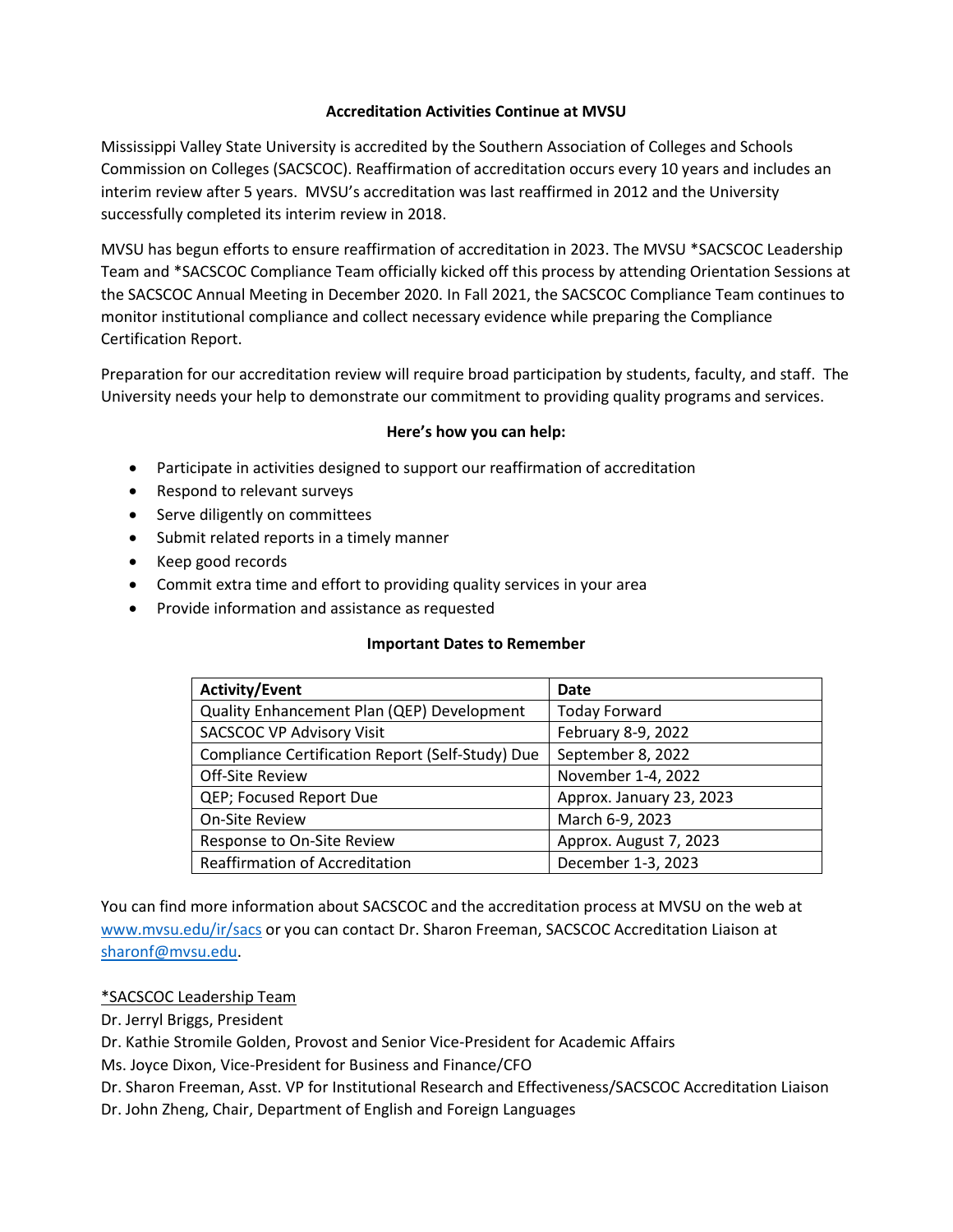# Accreditation Activities Continue at MVSU

Mississippi Valley State University is accredited by the Southern Association of Colleges and Schools Commission on Colleges (SACSCOC). Reaffirmation of accreditation occurs every 10 years and includes an interim review after 5 years. MVSU's accreditation was last reaffirmed in 2012 and the University successfully completed its interim review in 2018.

MVSU has begun efforts to ensure reaffirmation of accreditation in 2023. The MVSU *SACSCOC Leadership Team and *SACSCOC Compliance Team officially kicked off this process by attending Orientation Sessions at the SACSCOC Annual Meeting in December 2020. In Fall 2021, the SACSCOC Compliance Team continues to monitor institutional compliance and collect necessary evidence while preparing the Compliance Certification Report.

Preparation for our accreditation review will require broad participation by students, faculty, and staff. The University needs your help to demonstrate our commitment to providing quality programs and services.

## Here's how you can help:

- Participate in activities designed to support our reaffirmation of accreditation
- Respond to relevant surveys
- Serve diligently on committees
- Submit related reports in a timely manner
- Keep good records
- Commit extra time and effort to providing quality services in your area
- Provide information and assistance as requested

## Important Dates to Remember

| Activity/Event | Date |
|---|---|
| Quality Enhancement Plan (QEP) Development | Today Forward |
| SACSCOC VP Advisory Visit | February 8-9, 2022 |
| Compliance Certification Report (Self-Study) Due | September 8, 2022 |
| Off-Site Review | November 1-4, 2022 |
| QEP; Focused Report Due | Approx. January 23, 2023 |
| On-Site Review | March 6-9, 2023 |
| Response to On-Site Review | Approx. August 7, 2023 |
| Reaffirmation of Accreditation | December 1-3, 2023 |

You can find more information about SACSCOC and the accreditation process at MVSU on the web at [www.mvsu.edu/ir/sacs](www.mvsu.edu/ir/sacs) or you can contact Dr. Sharon Freeman, SACSCOC Accreditation Liaison at [sharonf@mvsu.edu](mailto:sharonf@mvsu.edu).

*SACSCOC Leadership Team

Dr. Jerryl Briggs, President
Dr. Kathie Stromile Golden, Provost and Senior Vice-President for Academic Affairs
Ms. Joyce Dixon, Vice-President for Business and Finance/CFO
Dr. Sharon Freeman, Asst. VP for Institutional Research and Effectiveness/SACSCOC Accreditation Liaison
Dr. John Zheng, Chair, Department of English and Foreign Languages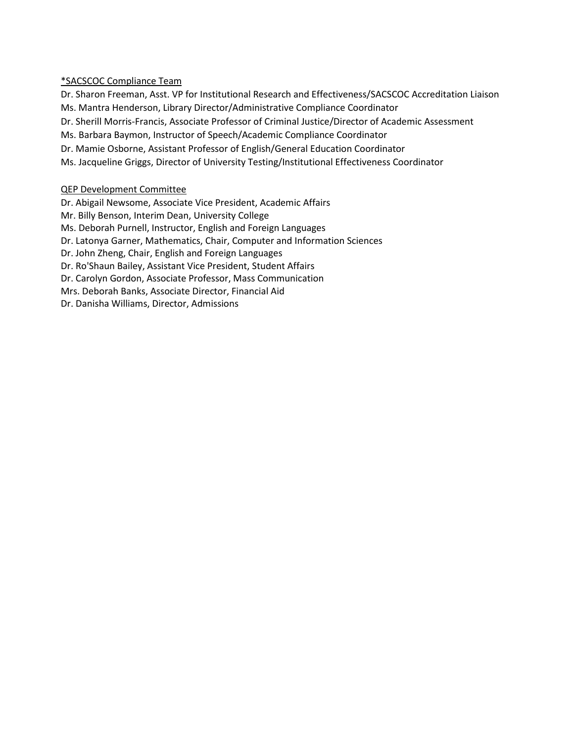<u>*SACSCOC Compliance Team</u>

Dr. Sharon Freeman, Asst. VP for Institutional Research and Effectiveness/SACSCOC Accreditation Liaison
Ms. Mantra Henderson, Library Director/Administrative Compliance Coordinator
Dr. Sherill Morris-Francis, Associate Professor of Criminal Justice/Director of Academic Assessment
Ms. Barbara Baymon, Instructor of Speech/Academic Compliance Coordinator
Dr. Mamie Osborne, Assistant Professor of English/General Education Coordinator
Ms. Jacqueline Griggs, Director of University Testing/Institutional Effectiveness Coordinator

<u>QEP Development Committee</u>

Dr. Abigail Newsome, Associate Vice President, Academic Affairs
Mr. Billy Benson, Interim Dean, University College
Ms. Deborah Purnell, Instructor, English and Foreign Languages
Dr. Latonya Garner, Mathematics, Chair, Computer and Information Sciences
Dr. John Zheng, Chair, English and Foreign Languages
Dr. Ro'Shaun Bailey, Assistant Vice President, Student Affairs
Dr. Carolyn Gordon, Associate Professor, Mass Communication
Mrs. Deborah Banks, Associate Director, Financial Aid
Dr. Danisha Williams, Director, Admissions